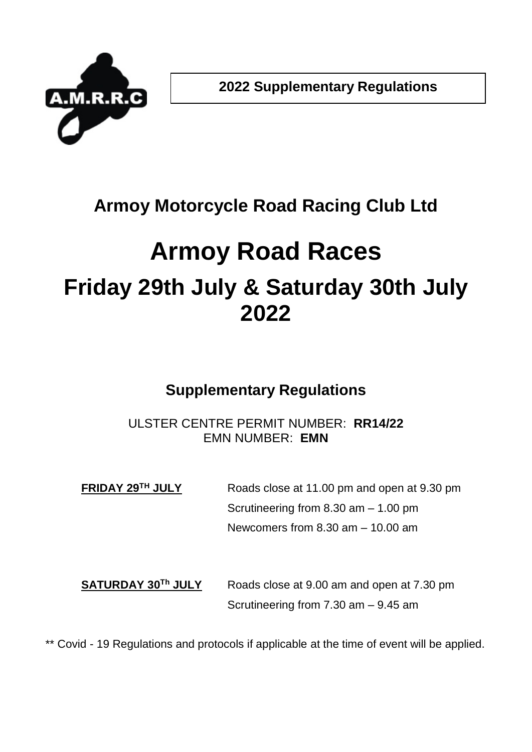**2022 Supplementary Regulations**

## Armoy Motorcycle Road Racing Club Ltd

# Armoy Road Races

# Friday 29th July & Saturday 30th July 2022

### Supplementary Regulations

ULSTER CENTRE PERMIT NUMBER: **RR14/22**
EMN NUMBER: **EMN**

**FRIDAY 29TH JULY**

Roads close at 11.00 pm and open at 9.30 pm
Scrutineering from 8.30 am – 1.00 pm
Newcomers from 8.30 am – 10.00 am

**SATURDAY 30Th JULY**

Roads close at 9.00 am and open at 7.30 pm
Scrutineering from 7.30 am – 9.45 am

** Covid - 19 Regulations and protocols if applicable at the time of event will be applied.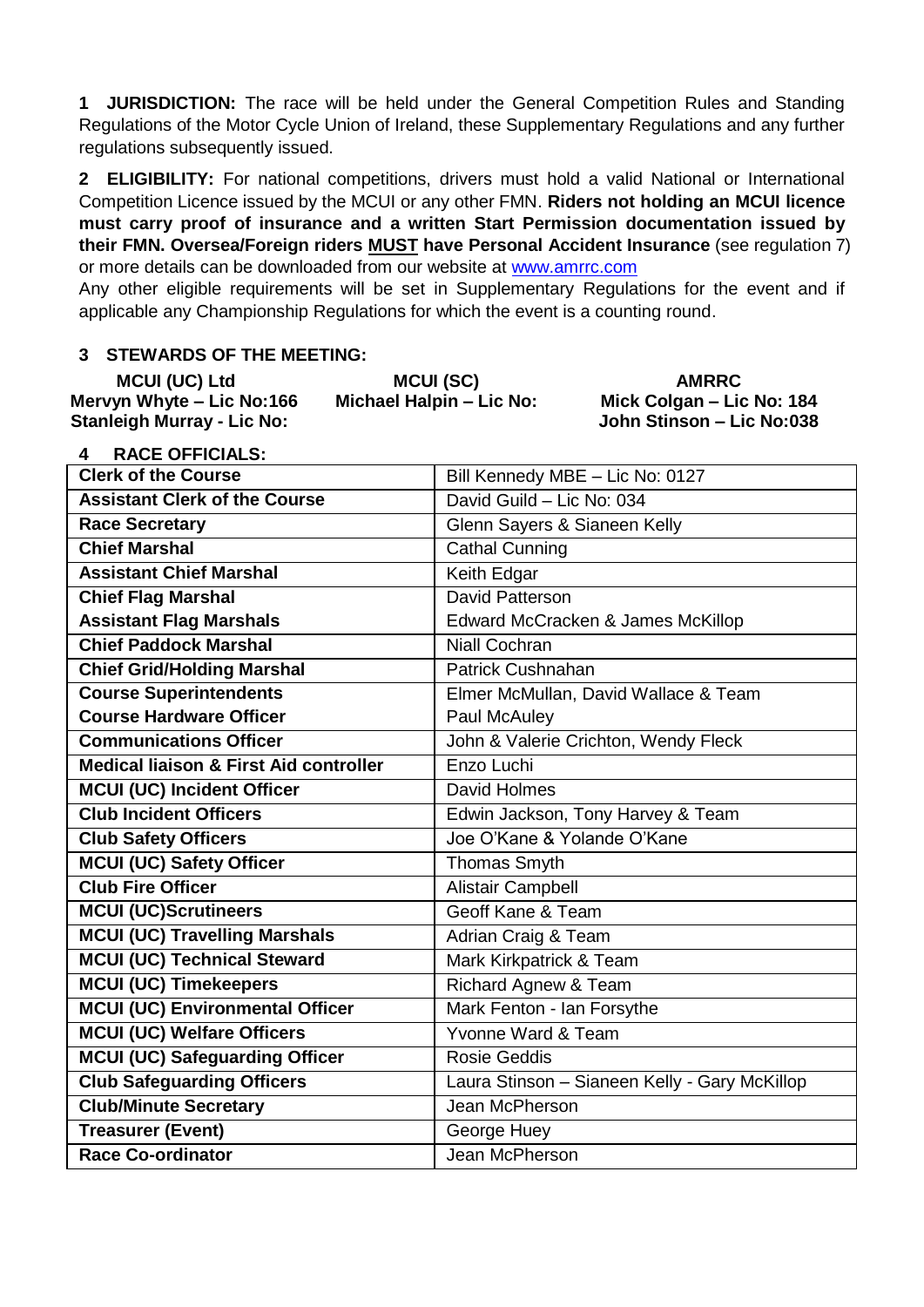**1 JURISDICTION:** The race will be held under the General Competition Rules and Standing Regulations of the Motor Cycle Union of Ireland, these Supplementary Regulations and any further regulations subsequently issued.

**2 ELIGIBILITY:** For national competitions, drivers must hold a valid National or International Competition Licence issued by the MCUI or any other FMN. **Riders not holding an MCUI licence must carry proof of insurance and a written Start Permission documentation issued by their FMN. Oversea/Foreign riders MUST have Personal Accident Insurance** (see regulation 7) or more details can be downloaded from our website at www.amrrc.com

Any other eligible requirements will be set in Supplementary Regulations for the event and if applicable any Championship Regulations for which the event is a counting round.

**3 STEWARDS OF THE MEETING:**

| **MCUI (UC) Ltd** | **MCUI (SC)** | **AMRRC** |
|---|---|---|
| **Mervyn Whyte – Lic No:166** | **Michael Halpin – Lic No:** | **Mick Colgan – Lic No: 184** |
| **Stanleigh Murray - Lic No:** | | **John Stinson – Lic No:038** |

**4 RACE OFFICIALS:**

| | |
|---|---|
| **Clerk of the Course** | Bill Kennedy MBE – Lic No: 0127 |
| **Assistant Clerk of the Course** | David Guild – Lic No: 034 |
| **Race Secretary** | Glenn Sayers & Sianeen Kelly |
| **Chief Marshal** | Cathal Cunning |
| **Assistant Chief Marshal** | Keith Edgar |
| **Chief Flag Marshal** | David Patterson |
| **Assistant Flag Marshals** | Edward McCracken & James McKillop |
| **Chief Paddock Marshal** | Niall Cochran |
| **Chief Grid/Holding Marshal** | Patrick Cushnahan |
| **Course Superintendents** | Elmer McMullan, David Wallace & Team |
| **Course Hardware Officer** | Paul McAuley |
| **Communications Officer** | John & Valerie Crichton, Wendy Fleck |
| **Medical liaison & First Aid controller** | Enzo Luchi |
| **MCUI (UC) Incident Officer** | David Holmes |
| **Club Incident Officers** | Edwin Jackson, Tony Harvey & Team |
| **Club Safety Officers** | Joe O'Kane & Yolande O'Kane |
| **MCUI (UC) Safety Officer** | Thomas Smyth |
| **Club Fire Officer** | Alistair Campbell |
| **MCUI (UC)Scrutineers** | Geoff Kane & Team |
| **MCUI (UC) Travelling Marshals** | Adrian Craig & Team |
| **MCUI (UC) Technical Steward** | Mark Kirkpatrick & Team |
| **MCUI (UC) Timekeepers** | Richard Agnew & Team |
| **MCUI (UC) Environmental Officer** | Mark Fenton - Ian Forsythe |
| **MCUI (UC) Welfare Officers** | Yvonne Ward & Team |
| **MCUI (UC) Safeguarding Officer** | Rosie Geddis |
| **Club Safeguarding Officers** | Laura Stinson – Sianeen Kelly - Gary McKillop |
| **Club/Minute Secretary** | Jean McPherson |
| **Treasurer (Event)** | George Huey |
| **Race Co-ordinator** | Jean McPherson |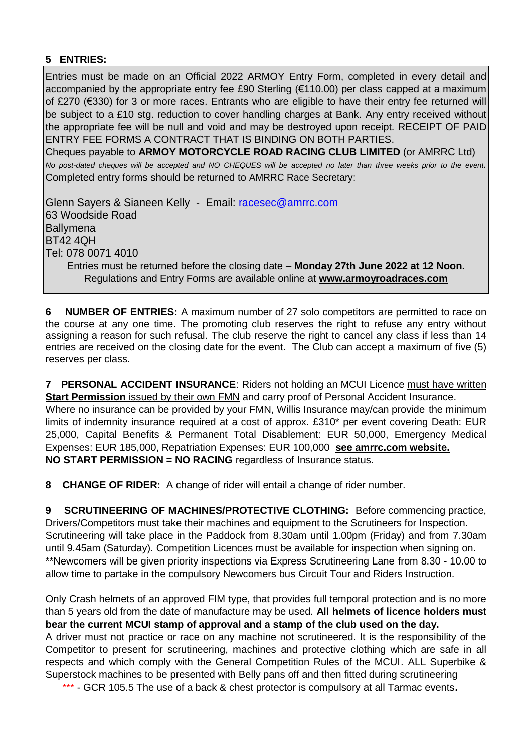**5 ENTRIES:**

Entries must be made on an Official 2022 ARMOY Entry Form, completed in every detail and accompanied by the appropriate entry fee £90 Sterling (€110.00) per class capped at a maximum of £270 (€330) for 3 or more races. Entrants who are eligible to have their entry fee returned will be subject to a £10 stg. reduction to cover handling charges at Bank. Any entry received without the appropriate fee will be null and void and may be destroyed upon receipt. RECEIPT OF PAID ENTRY FEE FORMS A CONTRACT THAT IS BINDING ON BOTH PARTIES.

Cheques payable to **ARMOY MOTORCYCLE ROAD RACING CLUB LIMITED** (or AMRRC Ltd)

*No post-dated cheques will be accepted and NO CHEQUES will be accepted no later than three weeks prior to the event.*

Completed entry forms should be returned to AMRRC Race Secretary:

Glenn Sayers & Sianeen Kelly - Email: racesec@amrrc.com
63 Woodside Road
Ballymena
BT42 4QH
Tel: 078 0071 4010

Entries must be returned before the closing date – **Monday 27th June 2022 at 12 Noon.**
Regulations and Entry Forms are available online at **www.armoyroadraces.com**

**6 NUMBER OF ENTRIES:** A maximum number of 27 solo competitors are permitted to race on the course at any one time. The promoting club reserves the right to refuse any entry without assigning a reason for such refusal. The club reserve the right to cancel any class if less than 14 entries are received on the closing date for the event. The Club can accept a maximum of five (5) reserves per class.

**7 PERSONAL ACCIDENT INSURANCE**: Riders not holding an MCUI Licence must have written **Start Permission** issued by their own FMN and carry proof of Personal Accident Insurance.
Where no insurance can be provided by your FMN, Willis Insurance may/can provide the minimum limits of indemnity insurance required at a cost of approx. £310* per event covering Death: EUR 25,000, Capital Benefits & Permanent Total Disablement: EUR 50,000, Emergency Medical Expenses: EUR 185,000, Repatriation Expenses: EUR 100,000 **see amrrc.com website.**
**NO START PERMISSION = NO RACING** regardless of Insurance status.

**8 CHANGE OF RIDER:** A change of rider will entail a change of rider number.

**9 SCRUTINEERING OF MACHINES/PROTECTIVE CLOTHING:** Before commencing practice, Drivers/Competitors must take their machines and equipment to the Scrutineers for Inspection. Scrutineering will take place in the Paddock from 8.30am until 1.00pm (Friday) and from 7.30am until 9.45am (Saturday). Competition Licences must be available for inspection when signing on. **Newcomers will be given priority inspections via Express Scrutineering Lane from 8.30 - 10.00 to allow time to partake in the compulsory Newcomers bus Circuit Tour and Riders Instruction.

Only Crash helmets of an approved FIM type, that provides full temporal protection and is no more than 5 years old from the date of manufacture may be used. **All helmets of licence holders must bear the current MCUI stamp of approval and a stamp of the club used on the day.**
A driver must not practice or race on any machine not scrutineered. It is the responsibility of the Competitor to present for scrutineering, machines and protective clothing which are safe in all respects and which comply with the General Competition Rules of the MCUI. ALL Superbike & Superstock machines to be presented with Belly pans off and then fitted during scrutineering

*** - GCR 105.5 The use of a back & chest protector is compulsory at all Tarmac events**.**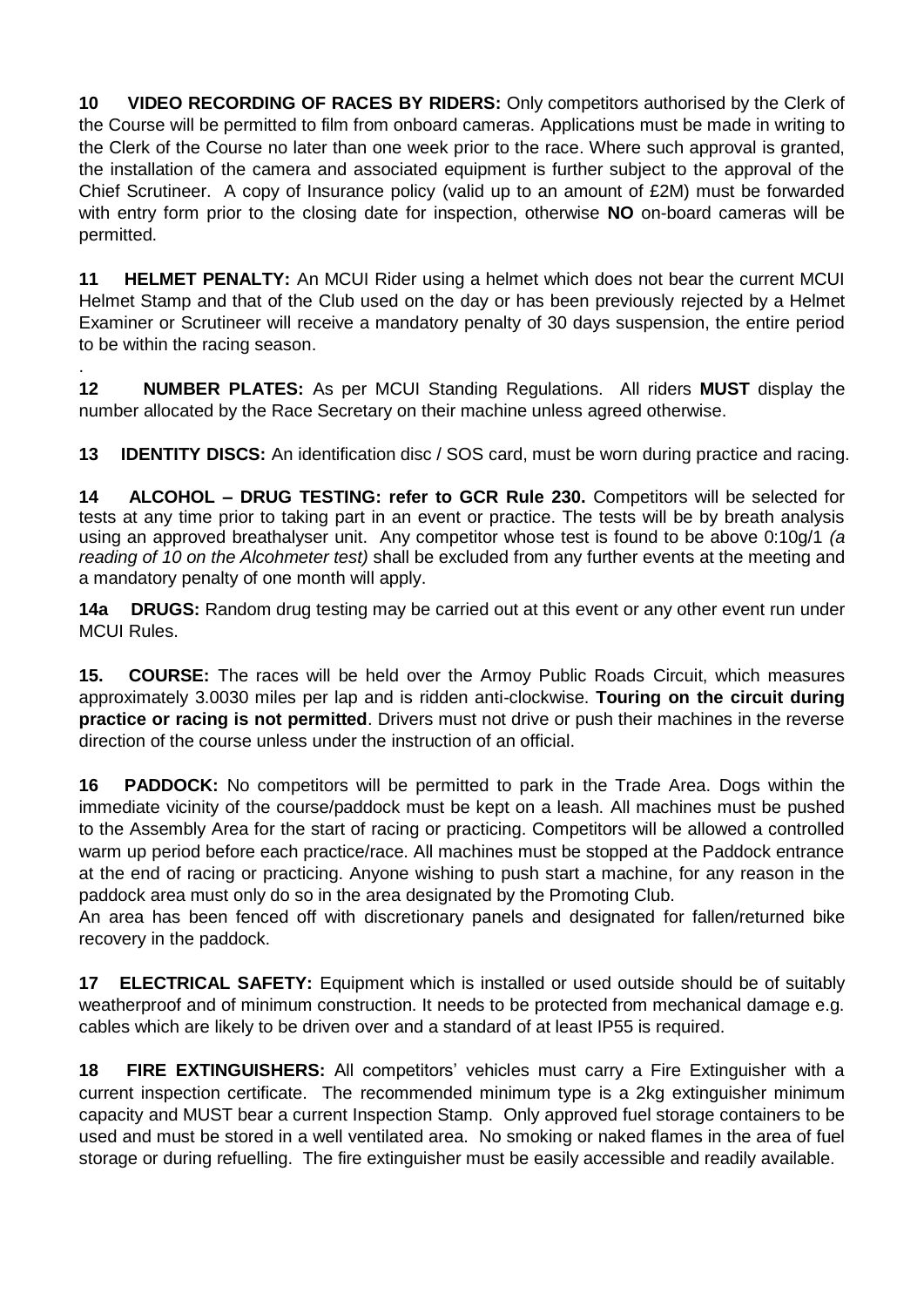**10 VIDEO RECORDING OF RACES BY RIDERS:** Only competitors authorised by the Clerk of the Course will be permitted to film from onboard cameras. Applications must be made in writing to the Clerk of the Course no later than one week prior to the race. Where such approval is granted, the installation of the camera and associated equipment is further subject to the approval of the Chief Scrutineer. A copy of Insurance policy (valid up to an amount of £2M) must be forwarded with entry form prior to the closing date for inspection, otherwise **NO** on-board cameras will be permitted.

**11 HELMET PENALTY:** An MCUI Rider using a helmet which does not bear the current MCUI Helmet Stamp and that of the Club used on the day or has been previously rejected by a Helmet Examiner or Scrutineer will receive a mandatory penalty of 30 days suspension, the entire period to be within the racing season.

.

**12 NUMBER PLATES:** As per MCUI Standing Regulations. All riders **MUST** display the number allocated by the Race Secretary on their machine unless agreed otherwise.

**13 IDENTITY DISCS:** An identification disc / SOS card, must be worn during practice and racing.

**14 ALCOHOL – DRUG TESTING: refer to GCR Rule 230.** Competitors will be selected for tests at any time prior to taking part in an event or practice. The tests will be by breath analysis using an approved breathalyser unit. Any competitor whose test is found to be above 0:10g/1 *(a reading of 10 on the Alcohmeter test)* shall be excluded from any further events at the meeting and a mandatory penalty of one month will apply.

**14a DRUGS:** Random drug testing may be carried out at this event or any other event run under MCUI Rules.

**15. COURSE:** The races will be held over the Armoy Public Roads Circuit, which measures approximately 3.0030 miles per lap and is ridden anti-clockwise. **Touring on the circuit during practice or racing is not permitted**. Drivers must not drive or push their machines in the reverse direction of the course unless under the instruction of an official.

**16 PADDOCK:** No competitors will be permitted to park in the Trade Area. Dogs within the immediate vicinity of the course/paddock must be kept on a leash. All machines must be pushed to the Assembly Area for the start of racing or practicing. Competitors will be allowed a controlled warm up period before each practice/race. All machines must be stopped at the Paddock entrance at the end of racing or practicing. Anyone wishing to push start a machine, for any reason in the paddock area must only do so in the area designated by the Promoting Club.
An area has been fenced off with discretionary panels and designated for fallen/returned bike recovery in the paddock.

**17 ELECTRICAL SAFETY:** Equipment which is installed or used outside should be of suitably weatherproof and of minimum construction. It needs to be protected from mechanical damage e.g. cables which are likely to be driven over and a standard of at least IP55 is required.

**18 FIRE EXTINGUISHERS:** All competitors' vehicles must carry a Fire Extinguisher with a current inspection certificate. The recommended minimum type is a 2kg extinguisher minimum capacity and MUST bear a current Inspection Stamp. Only approved fuel storage containers to be used and must be stored in a well ventilated area. No smoking or naked flames in the area of fuel storage or during refuelling. The fire extinguisher must be easily accessible and readily available.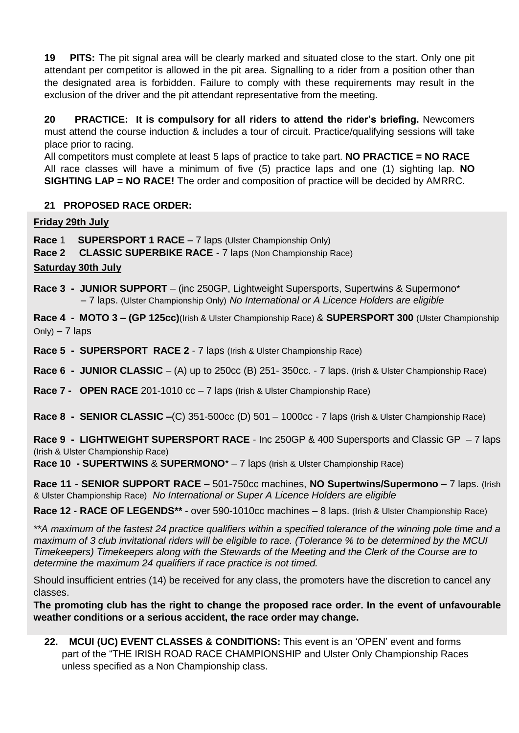**19 PITS:** The pit signal area will be clearly marked and situated close to the start. Only one pit attendant per competitor is allowed in the pit area. Signalling to a rider from a position other than the designated area is forbidden. Failure to comply with these requirements may result in the exclusion of the driver and the pit attendant representative from the meeting.

**20 PRACTICE: It is compulsory for all riders to attend the rider's briefing.** Newcomers must attend the course induction & includes a tour of circuit. Practice/qualifying sessions will take place prior to racing.
All competitors must complete at least 5 laps of practice to take part. **NO PRACTICE = NO RACE** All race classes will have a minimum of five (5) practice laps and one (1) sighting lap. **NO SIGHTING LAP = NO RACE!** The order and composition of practice will be decided by AMRRC.

**21 PROPOSED RACE ORDER:**

**Friday 29th July**

**Race** 1 **SUPERSPORT 1 RACE** – 7 laps (Ulster Championship Only)
**Race 2 CLASSIC SUPERBIKE RACE** - 7 laps (Non Championship Race)

**Saturday 30th July**

**Race 3 - JUNIOR SUPPORT** – (inc 250GP, Lightweight Supersports, Supertwins & Supermono* – 7 laps. (Ulster Championship Only) *No International or A Licence Holders are eligible*

**Race 4 - MOTO 3 – (GP 125cc)**(Irish & Ulster Championship Race) & **SUPERSPORT 300** (Ulster Championship Only) – 7 laps

**Race 5 - SUPERSPORT RACE 2** - 7 laps (Irish & Ulster Championship Race)

**Race 6 - JUNIOR CLASSIC** – (A) up to 250cc (B) 251- 350cc. - 7 laps. (Irish & Ulster Championship Race)

**Race 7 - OPEN RACE** 201-1010 cc – 7 laps (Irish & Ulster Championship Race)

**Race 8 - SENIOR CLASSIC –**(C) 351-500cc (D) 501 – 1000cc - 7 laps (Irish & Ulster Championship Race)

**Race 9 - LIGHTWEIGHT SUPERSPORT RACE** - Inc 250GP & 400 Supersports and Classic GP – 7 laps (Irish & Ulster Championship Race)
**Race 10 - SUPERTWINS** & **SUPERMONO*** – 7 laps (Irish & Ulster Championship Race)

**Race 11 - SENIOR SUPPORT RACE** – 501-750cc machines, **NO Supertwins/Supermono** – 7 laps. (Irish & Ulster Championship Race) *No International or Super A Licence Holders are eligible*

**Race 12 - RACE OF LEGENDS**** - over 590-1010cc machines – 8 laps. (Irish & Ulster Championship Race)

*\*\*A maximum of the fastest 24 practice qualifiers within a specified tolerance of the winning pole time and a maximum of 3 club invitational riders will be eligible to race. (Tolerance % to be determined by the MCUI Timekeepers) Timekeepers along with the Stewards of the Meeting and the Clerk of the Course are to determine the maximum 24 qualifiers if race practice is not timed.*

Should insufficient entries (14) be received for any class, the promoters have the discretion to cancel any classes.

**The promoting club has the right to change the proposed race order. In the event of unfavourable weather conditions or a serious accident, the race order may change.**

**22. MCUI (UC) EVENT CLASSES & CONDITIONS:** This event is an 'OPEN' event and forms part of the "THE IRISH ROAD RACE CHAMPIONSHIP and Ulster Only Championship Races unless specified as a Non Championship class.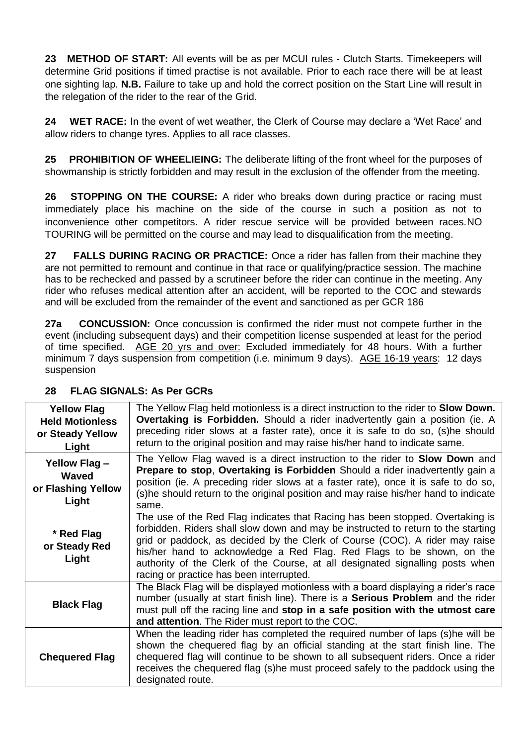**23 METHOD OF START:** All events will be as per MCUI rules - Clutch Starts. Timekeepers will determine Grid positions if timed practise is not available. Prior to each race there will be at least one sighting lap. **N.B.** Failure to take up and hold the correct position on the Start Line will result in the relegation of the rider to the rear of the Grid.

**24 WET RACE:** In the event of wet weather, the Clerk of Course may declare a 'Wet Race' and allow riders to change tyres. Applies to all race classes.

**25 PROHIBITION OF WHEELIEING:** The deliberate lifting of the front wheel for the purposes of showmanship is strictly forbidden and may result in the exclusion of the offender from the meeting.

**26 STOPPING ON THE COURSE:** A rider who breaks down during practice or racing must immediately place his machine on the side of the course in such a position as not to inconvenience other competitors. A rider rescue service will be provided between races.NO TOURING will be permitted on the course and may lead to disqualification from the meeting.

**27 FALLS DURING RACING OR PRACTICE:** Once a rider has fallen from their machine they are not permitted to remount and continue in that race or qualifying/practice session. The machine has to be rechecked and passed by a scrutineer before the rider can continue in the meeting. Any rider who refuses medical attention after an accident, will be reported to the COC and stewards and will be excluded from the remainder of the event and sanctioned as per GCR 186

**27a CONCUSSION:** Once concussion is confirmed the rider must not compete further in the event (including subsequent days) and their competition license suspended at least for the period of time specified. AGE 20 yrs and over: Excluded immediately for 48 hours. With a further minimum 7 days suspension from competition (i.e. minimum 9 days). AGE 16-19 years: 12 days suspension

**28 FLAG SIGNALS: As Per GCRs**

| Flag | Meaning |
| --- | --- |
| **Yellow Flag Held Motionless or Steady Yellow Light** | The Yellow Flag held motionless is a direct instruction to the rider to **Slow Down. Overtaking is Forbidden.** Should a rider inadvertently gain a position (ie. A preceding rider slows at a faster rate), once it is safe to do so, (s)he should return to the original position and may raise his/her hand to indicate same. |
| **Yellow Flag – Waved or Flashing Yellow Light** | The Yellow Flag waved is a direct instruction to the rider to **Slow Down** and **Prepare to stop**, **Overtaking is Forbidden** Should a rider inadvertently gain a position (ie. A preceding rider slows at a faster rate), once it is safe to do so, (s)he should return to the original position and may raise his/her hand to indicate same. |
| **\* Red Flag or Steady Red Light** | The use of the Red Flag indicates that Racing has been stopped. Overtaking is forbidden. Riders shall slow down and may be instructed to return to the starting grid or paddock, as decided by the Clerk of Course (COC). A rider may raise his/her hand to acknowledge a Red Flag. Red Flags to be shown, on the authority of the Clerk of the Course, at all designated signalling posts when racing or practice has been interrupted. |
| **Black Flag** | The Black Flag will be displayed motionless with a board displaying a rider's race number (usually at start finish line). There is a **Serious Problem** and the rider must pull off the racing line and **stop in a safe position with the utmost care and attention**. The Rider must report to the COC. |
| **Chequered Flag** | When the leading rider has completed the required number of laps (s)he will be shown the chequered flag by an official standing at the start finish line. The chequered flag will continue to be shown to all subsequent riders. Once a rider receives the chequered flag (s)he must proceed safely to the paddock using the designated route. |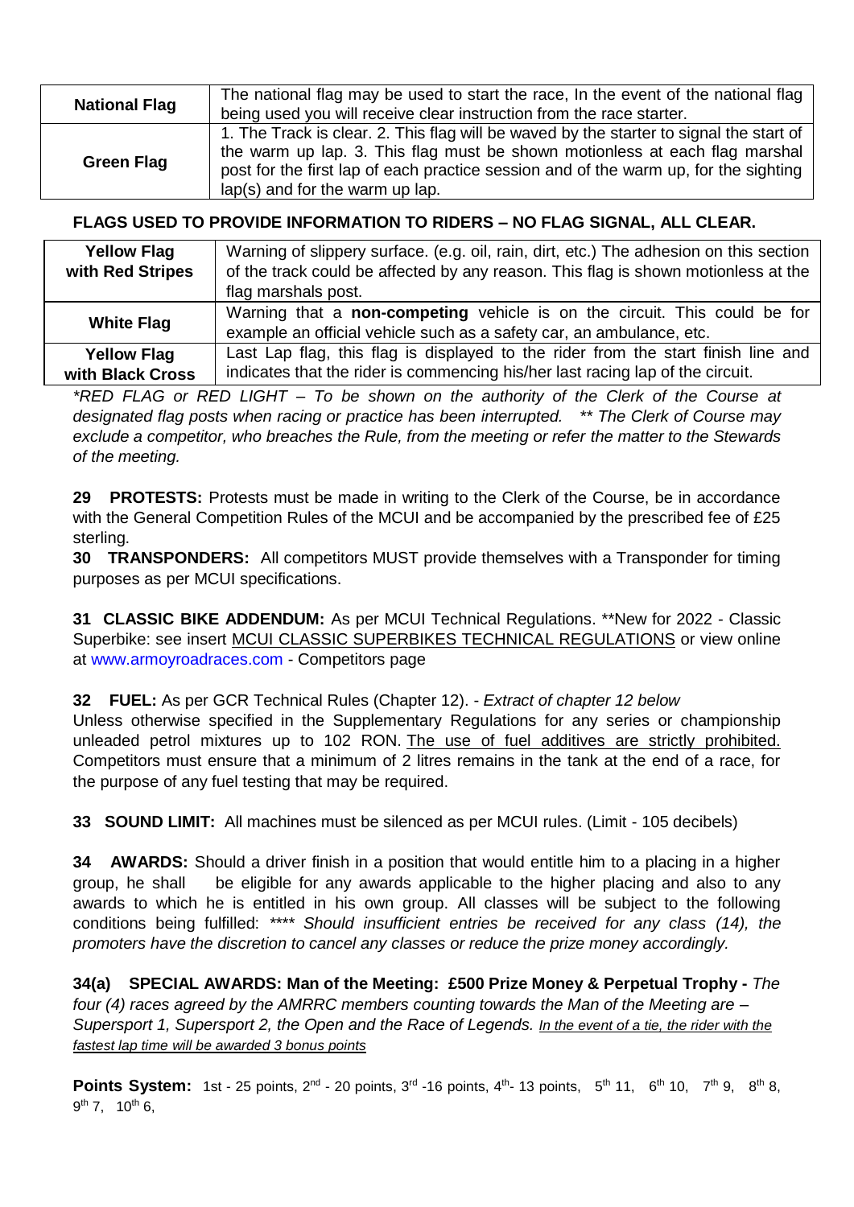| | |
|---|---|
| **National Flag** | The national flag may be used to start the race, In the event of the national flag being used you will receive clear instruction from the race starter. |
| **Green Flag** | 1. The Track is clear. 2. This flag will be waved by the starter to signal the start of the warm up lap. 3. This flag must be shown motionless at each flag marshal post for the first lap of each practice session and of the warm up, for the sighting lap(s) and for the warm up lap. |

**FLAGS USED TO PROVIDE INFORMATION TO RIDERS – NO FLAG SIGNAL, ALL CLEAR.**

| | |
|---|---|
| **Yellow Flag with Red Stripes** | Warning of slippery surface. (e.g. oil, rain, dirt, etc.) The adhesion on this section of the track could be affected by any reason. This flag is shown motionless at the flag marshals post. |
| **White Flag** | Warning that a **non-competing** vehicle is on the circuit. This could be for example an official vehicle such as a safety car, an ambulance, etc. |
| **Yellow Flag with Black Cross** | Last Lap flag, this flag is displayed to the rider from the start finish line and indicates that the rider is commencing his/her last racing lap of the circuit. |

*\*RED FLAG or RED LIGHT – To be shown on the authority of the Clerk of the Course at designated flag posts when racing or practice has been interrupted. \*\* The Clerk of Course may exclude a competitor, who breaches the Rule, from the meeting or refer the matter to the Stewards of the meeting.*

**29 PROTESTS:** Protests must be made in writing to the Clerk of the Course, be in accordance with the General Competition Rules of the MCUI and be accompanied by the prescribed fee of £25 sterling.

**30 TRANSPONDERS:** All competitors MUST provide themselves with a Transponder for timing purposes as per MCUI specifications.

**31 CLASSIC BIKE ADDENDUM:** As per MCUI Technical Regulations. \*\*New for 2022 - Classic Superbike: see insert MCUI CLASSIC SUPERBIKES TECHNICAL REGULATIONS or view online at www.armoyroadraces.com - Competitors page

**32 FUEL:** As per GCR Technical Rules (Chapter 12). - *Extract of chapter 12 below*

Unless otherwise specified in the Supplementary Regulations for any series or championship unleaded petrol mixtures up to 102 RON. The use of fuel additives are strictly prohibited. Competitors must ensure that a minimum of 2 litres remains in the tank at the end of a race, for the purpose of any fuel testing that may be required.

**33 SOUND LIMIT:** All machines must be silenced as per MCUI rules. (Limit - 105 decibels)

**34 AWARDS:** Should a driver finish in a position that would entitle him to a placing in a higher group, he shall be eligible for any awards applicable to the higher placing and also to any awards to which he is entitled in his own group. All classes will be subject to the following conditions being fulfilled: *\*\*\*\* Should insufficient entries be received for any class (14), the promoters have the discretion to cancel any classes or reduce the prize money accordingly.*

**34(a) SPECIAL AWARDS: Man of the Meeting: £500 Prize Money & Perpetual Trophy -** *The four (4) races agreed by the AMRRC members counting towards the Man of the Meeting are – Supersport 1, Supersport 2, the Open and the Race of Legends. In the event of a tie, the rider with the fastest lap time will be awarded 3 bonus points*

**Points System:** 1st - 25 points, 2nd - 20 points, 3rd -16 points, 4th- 13 points, 5th 11, 6th 10, 7th 9, 8th 8, 9th 7, 10th 6,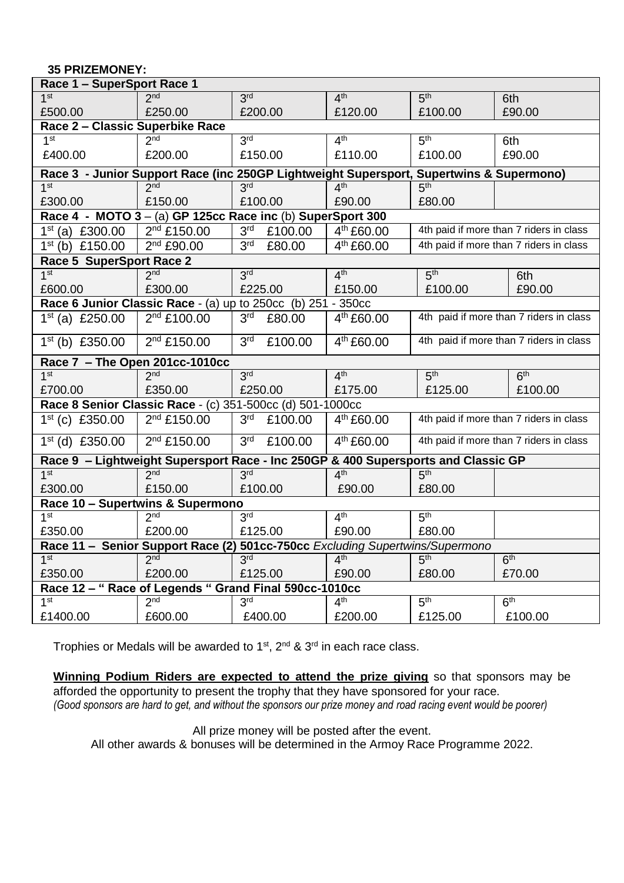**35 PRIZEMONEY:**

| | | | | | |
|---|---|---|---|---|---|
| **Race 1 – SuperSport Race 1** | | | | | |
| 1st | 2nd | 3rd | 4th | 5th | 6th |
| £500.00 | £250.00 | £200.00 | £120.00 | £100.00 | £90.00 |
| **Race 2 – Classic Superbike Race** | | | | | |
| 1st | 2nd | 3rd | 4th | 5th | 6th |
| £400.00 | £200.00 | £150.00 | £110.00 | £100.00 | £90.00 |
| **Race 3 - Junior Support Race (inc 250GP Lightweight Supersport, Supertwins & Supermono)** | | | | | |
| 1st | 2nd | 3rd | 4th | 5th | |
| £300.00 | £150.00 | £100.00 | £90.00 | £80.00 | |
| **Race 4 - MOTO 3** – (a) **GP 125cc Race inc** (b) **SuperSport 300** | | | | | |
| 1st (a) £300.00 | 2nd £150.00 | 3rd £100.00 | 4th £60.00 | 4th paid if more than 7 riders in class | |
| 1st (b) £150.00 | 2nd £90.00 | 3rd £80.00 | 4th £60.00 | 4th paid if more than 7 riders in class | |
| **Race 5 SuperSport Race 2** | | | | | |
| 1st | 2nd | 3rd | 4th | 5th | 6th |
| £600.00 | £300.00 | £225.00 | £150.00 | £100.00 | £90.00 |
| **Race 6 Junior Classic Race** - (a) up to 250cc (b) 251 - 350cc | | | | | |
| 1st (a) £250.00 | 2nd £100.00 | 3rd £80.00 | 4th £60.00 | 4th paid if more than 7 riders in class | |
| 1st (b) £350.00 | 2nd £150.00 | 3rd £100.00 | 4th £60.00 | 4th paid if more than 7 riders in class | |
| **Race 7 – The Open 201cc-1010cc** | | | | | |
| 1st | 2nd | 3rd | 4th | 5th | 6th |
| £700.00 | £350.00 | £250.00 | £175.00 | £125.00 | £100.00 |
| **Race 8 Senior Classic Race** - (c) 351-500cc (d) 501-1000cc | | | | | |
| 1st (c) £350.00 | 2nd £150.00 | 3rd £100.00 | 4th £60.00 | 4th paid if more than 7 riders in class | |
| 1st (d) £350.00 | 2nd £150.00 | 3rd £100.00 | 4th £60.00 | 4th paid if more than 7 riders in class | |
| **Race 9 – Lightweight Supersport Race - Inc 250GP & 400 Supersports and Classic GP** | | | | | |
| 1st | 2nd | 3rd | 4th | 5th | |
| £300.00 | £150.00 | £100.00 | £90.00 | £80.00 | |
| **Race 10 – Supertwins & Supermono** | | | | | |
| 1st | 2nd | 3rd | 4th | 5th | |
| £350.00 | £200.00 | £125.00 | £90.00 | £80.00 | |
| **Race 11 – Senior Support Race (2) 501cc-750cc** *Excluding Supertwins/Supermono* | | | | | |
| 1st | 2nd | 3rd | 4th | 5th | 6th |
| £350.00 | £200.00 | £125.00 | £90.00 | £80.00 | £70.00 |
| **Race 12 – " Race of Legends " Grand Final 590cc-1010cc** | | | | | |
| 1st | 2nd | 3rd | 4th | 5th | 6th |
| £1400.00 | £600.00 | £400.00 | £200.00 | £125.00 | £100.00 |

Trophies or Medals will be awarded to 1st, 2nd & 3rd in each race class.

**Winning Podium Riders are expected to attend the prize giving** so that sponsors may be afforded the opportunity to present the trophy that they have sponsored for your race.
*(Good sponsors are hard to get, and without the sponsors our prize money and road racing event would be poorer)*

All prize money will be posted after the event.
All other awards & bonuses will be determined in the Armoy Race Programme 2022.